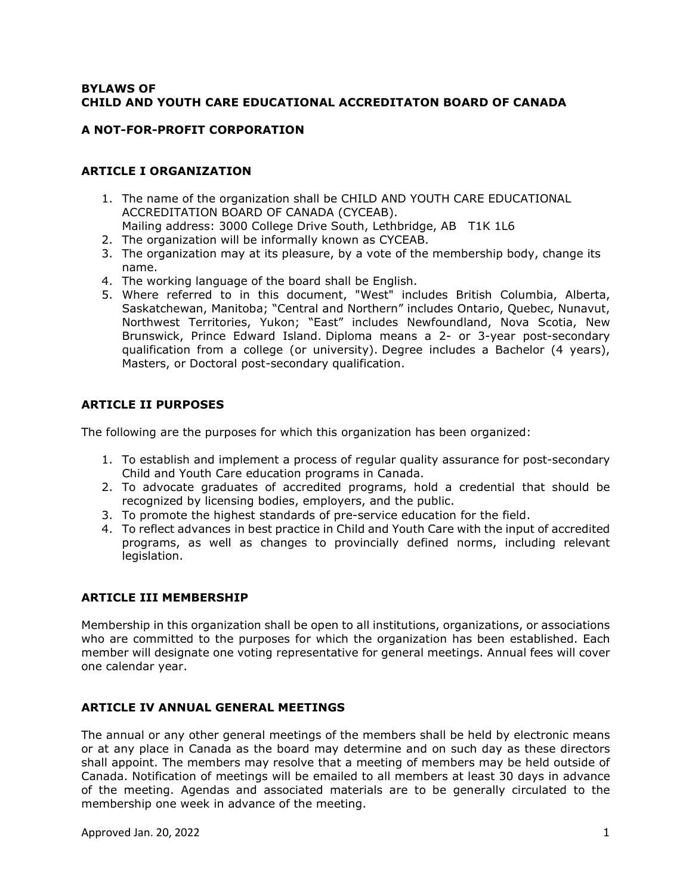**BYLAWS OF**
**CHILD AND YOUTH CARE EDUCATIONAL ACCREDITATON BOARD OF CANADA**

**A NOT-FOR-PROFIT CORPORATION**

## ARTICLE I ORGANIZATION

1. The name of the organization shall be CHILD AND YOUTH CARE EDUCATIONAL ACCREDITATION BOARD OF CANADA (CYCEAB).
   Mailing address: 3000 College Drive South, Lethbridge, AB T1K 1L6
2. The organization will be informally known as CYCEAB.
3. The organization may at its pleasure, by a vote of the membership body, change its name.
4. The working language of the board shall be English.
5. Where referred to in this document, "West" includes British Columbia, Alberta, Saskatchewan, Manitoba; "Central and Northern" includes Ontario, Quebec, Nunavut, Northwest Territories, Yukon; "East" includes Newfoundland, Nova Scotia, New Brunswick, Prince Edward Island. Diploma means a 2- or 3-year post-secondary qualification from a college (or university). Degree includes a Bachelor (4 years), Masters, or Doctoral post-secondary qualification.

## ARTICLE II PURPOSES

The following are the purposes for which this organization has been organized:

1. To establish and implement a process of regular quality assurance for post-secondary Child and Youth Care education programs in Canada.
2. To advocate graduates of accredited programs, hold a credential that should be recognized by licensing bodies, employers, and the public.
3. To promote the highest standards of pre-service education for the field.
4. To reflect advances in best practice in Child and Youth Care with the input of accredited programs, as well as changes to provincially defined norms, including relevant legislation.

## ARTICLE III MEMBERSHIP

Membership in this organization shall be open to all institutions, organizations, or associations who are committed to the purposes for which the organization has been established. Each member will designate one voting representative for general meetings. Annual fees will cover one calendar year.

## ARTICLE IV ANNUAL GENERAL MEETINGS

The annual or any other general meetings of the members shall be held by electronic means or at any place in Canada as the board may determine and on such day as these directors shall appoint. The members may resolve that a meeting of members may be held outside of Canada. Notification of meetings will be emailed to all members at least 30 days in advance of the meeting. Agendas and associated materials are to be generally circulated to the membership one week in advance of the meeting.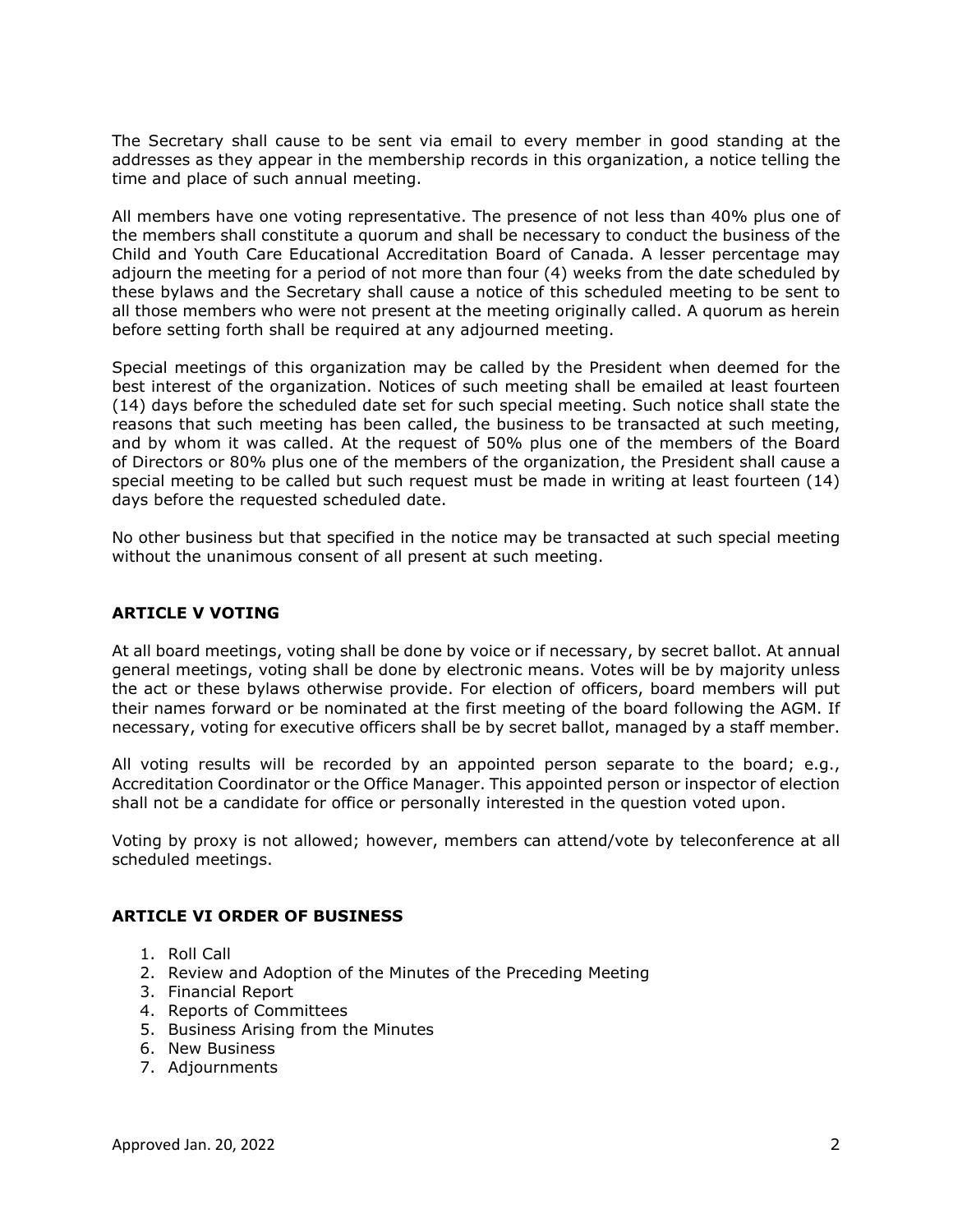The Secretary shall cause to be sent via email to every member in good standing at the addresses as they appear in the membership records in this organization, a notice telling the time and place of such annual meeting.

All members have one voting representative. The presence of not less than 40% plus one of the members shall constitute a quorum and shall be necessary to conduct the business of the Child and Youth Care Educational Accreditation Board of Canada. A lesser percentage may adjourn the meeting for a period of not more than four (4) weeks from the date scheduled by these bylaws and the Secretary shall cause a notice of this scheduled meeting to be sent to all those members who were not present at the meeting originally called. A quorum as herein before setting forth shall be required at any adjourned meeting.

Special meetings of this organization may be called by the President when deemed for the best interest of the organization. Notices of such meeting shall be emailed at least fourteen (14) days before the scheduled date set for such special meeting. Such notice shall state the reasons that such meeting has been called, the business to be transacted at such meeting, and by whom it was called. At the request of 50% plus one of the members of the Board of Directors or 80% plus one of the members of the organization, the President shall cause a special meeting to be called but such request must be made in writing at least fourteen (14) days before the requested scheduled date.

No other business but that specified in the notice may be transacted at such special meeting without the unanimous consent of all present at such meeting.

## ARTICLE V VOTING

At all board meetings, voting shall be done by voice or if necessary, by secret ballot. At annual general meetings, voting shall be done by electronic means. Votes will be by majority unless the act or these bylaws otherwise provide. For election of officers, board members will put their names forward or be nominated at the first meeting of the board following the AGM. If necessary, voting for executive officers shall be by secret ballot, managed by a staff member.

All voting results will be recorded by an appointed person separate to the board; e.g., Accreditation Coordinator or the Office Manager. This appointed person or inspector of election shall not be a candidate for office or personally interested in the question voted upon.

Voting by proxy is not allowed; however, members can attend/vote by teleconference at all scheduled meetings.

## ARTICLE VI ORDER OF BUSINESS

1. Roll Call
2. Review and Adoption of the Minutes of the Preceding Meeting
3. Financial Report
4. Reports of Committees
5. Business Arising from the Minutes
6. New Business
7. Adjournments

Approved Jan. 20, 2022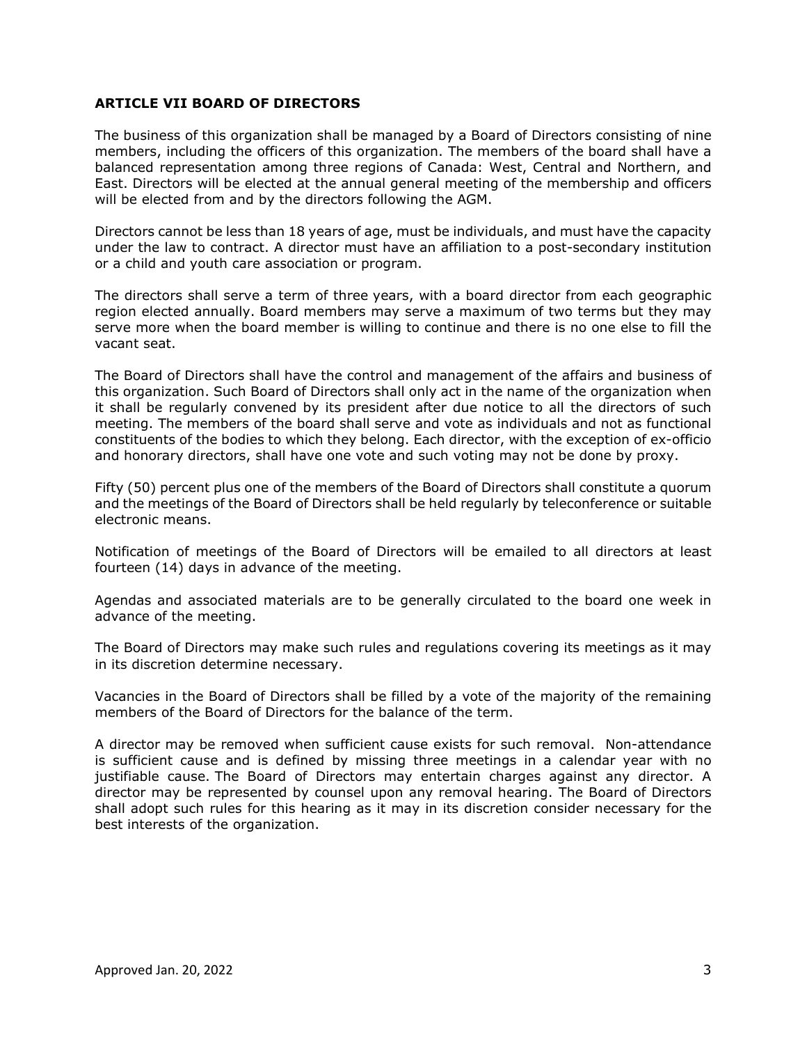## ARTICLE VII BOARD OF DIRECTORS

The business of this organization shall be managed by a Board of Directors consisting of nine members, including the officers of this organization. The members of the board shall have a balanced representation among three regions of Canada: West, Central and Northern, and East. Directors will be elected at the annual general meeting of the membership and officers will be elected from and by the directors following the AGM.

Directors cannot be less than 18 years of age, must be individuals, and must have the capacity under the law to contract. A director must have an affiliation to a post-secondary institution or a child and youth care association or program.

The directors shall serve a term of three years, with a board director from each geographic region elected annually. Board members may serve a maximum of two terms but they may serve more when the board member is willing to continue and there is no one else to fill the vacant seat.

The Board of Directors shall have the control and management of the affairs and business of this organization. Such Board of Directors shall only act in the name of the organization when it shall be regularly convened by its president after due notice to all the directors of such meeting. The members of the board shall serve and vote as individuals and not as functional constituents of the bodies to which they belong. Each director, with the exception of ex-officio and honorary directors, shall have one vote and such voting may not be done by proxy.

Fifty (50) percent plus one of the members of the Board of Directors shall constitute a quorum and the meetings of the Board of Directors shall be held regularly by teleconference or suitable electronic means.

Notification of meetings of the Board of Directors will be emailed to all directors at least fourteen (14) days in advance of the meeting.

Agendas and associated materials are to be generally circulated to the board one week in advance of the meeting.

The Board of Directors may make such rules and regulations covering its meetings as it may in its discretion determine necessary.

Vacancies in the Board of Directors shall be filled by a vote of the majority of the remaining members of the Board of Directors for the balance of the term.

A director may be removed when sufficient cause exists for such removal. Non-attendance is sufficient cause and is defined by missing three meetings in a calendar year with no justifiable cause. The Board of Directors may entertain charges against any director. A director may be represented by counsel upon any removal hearing. The Board of Directors shall adopt such rules for this hearing as it may in its discretion consider necessary for the best interests of the organization.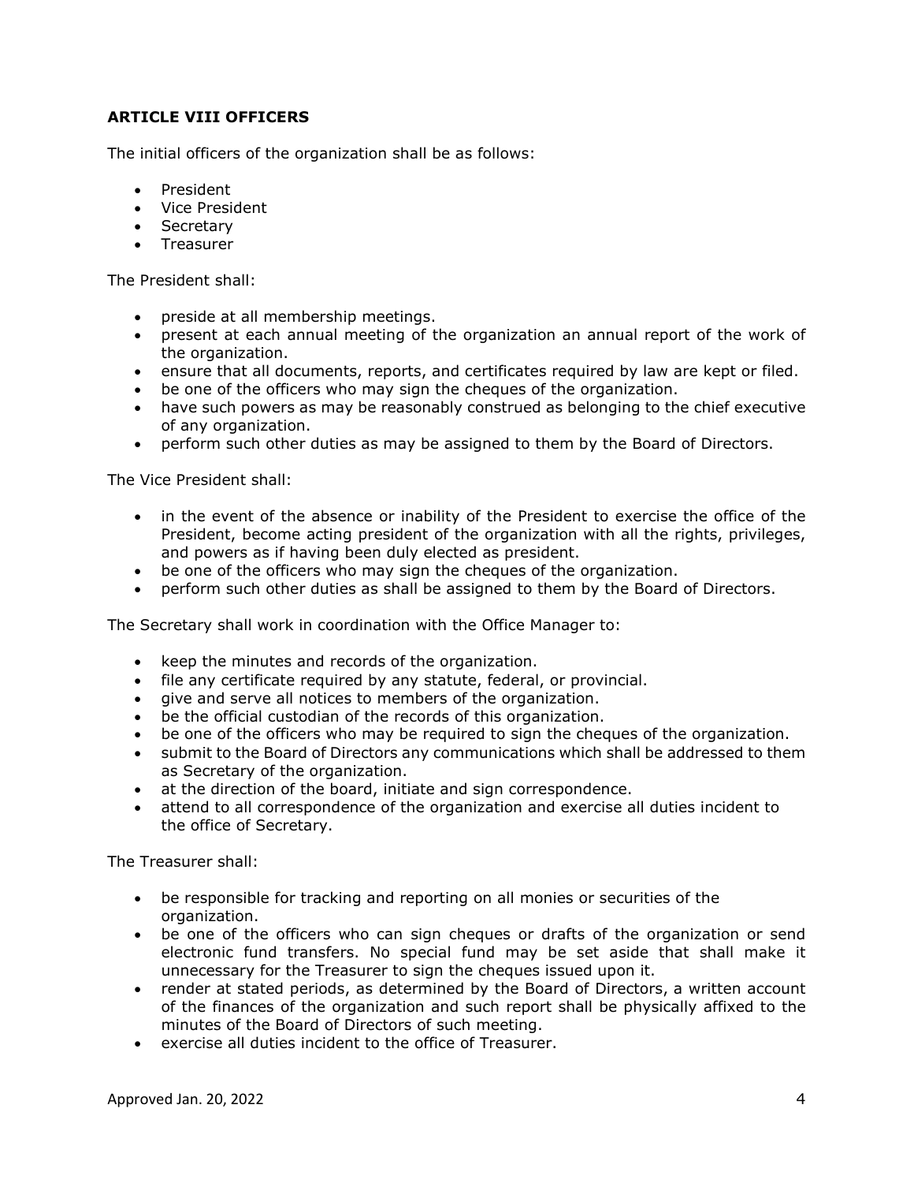## ARTICLE VIII OFFICERS

The initial officers of the organization shall be as follows:

- President
- Vice President
- Secretary
- Treasurer

The President shall:

- preside at all membership meetings.
- present at each annual meeting of the organization an annual report of the work of the organization.
- ensure that all documents, reports, and certificates required by law are kept or filed.
- be one of the officers who may sign the cheques of the organization.
- have such powers as may be reasonably construed as belonging to the chief executive of any organization.
- perform such other duties as may be assigned to them by the Board of Directors.

The Vice President shall:

- in the event of the absence or inability of the President to exercise the office of the President, become acting president of the organization with all the rights, privileges, and powers as if having been duly elected as president.
- be one of the officers who may sign the cheques of the organization.
- perform such other duties as shall be assigned to them by the Board of Directors.

The Secretary shall work in coordination with the Office Manager to:

- keep the minutes and records of the organization.
- file any certificate required by any statute, federal, or provincial.
- give and serve all notices to members of the organization.
- be the official custodian of the records of this organization.
- be one of the officers who may be required to sign the cheques of the organization.
- submit to the Board of Directors any communications which shall be addressed to them as Secretary of the organization.
- at the direction of the board, initiate and sign correspondence.
- attend to all correspondence of the organization and exercise all duties incident to the office of Secretary.

The Treasurer shall:

- be responsible for tracking and reporting on all monies or securities of the organization.
- be one of the officers who can sign cheques or drafts of the organization or send electronic fund transfers. No special fund may be set aside that shall make it unnecessary for the Treasurer to sign the cheques issued upon it.
- render at stated periods, as determined by the Board of Directors, a written account of the finances of the organization and such report shall be physically affixed to the minutes of the Board of Directors of such meeting.
- exercise all duties incident to the office of Treasurer.

Approved Jan. 20, 2022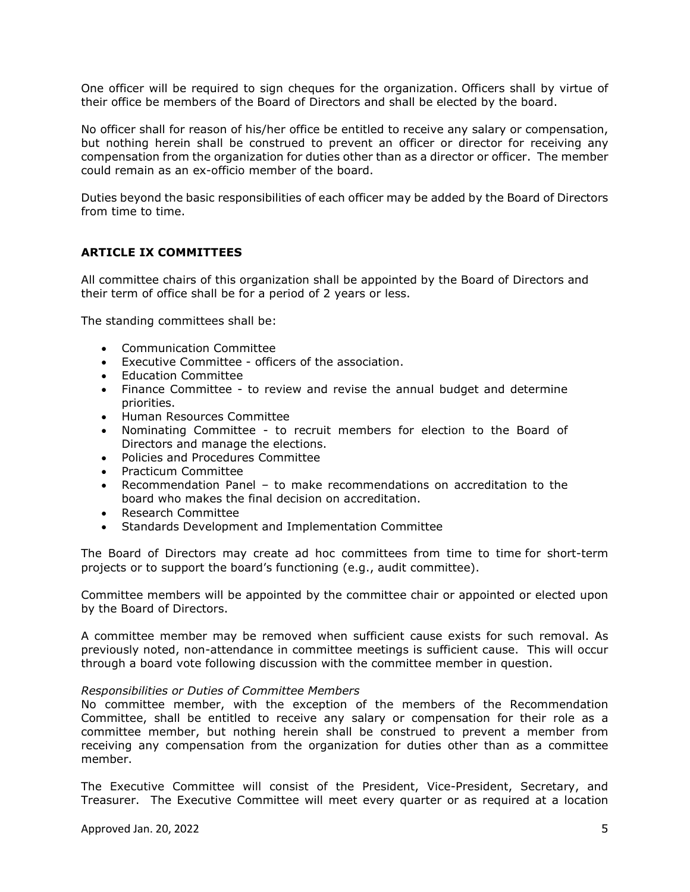One officer will be required to sign cheques for the organization. Officers shall by virtue of their office be members of the Board of Directors and shall be elected by the board.

No officer shall for reason of his/her office be entitled to receive any salary or compensation, but nothing herein shall be construed to prevent an officer or director for receiving any compensation from the organization for duties other than as a director or officer. The member could remain as an ex-officio member of the board.

Duties beyond the basic responsibilities of each officer may be added by the Board of Directors from time to time.

## ARTICLE IX COMMITTEES

All committee chairs of this organization shall be appointed by the Board of Directors and their term of office shall be for a period of 2 years or less.

The standing committees shall be:

- Communication Committee
- Executive Committee - officers of the association.
- Education Committee
- Finance Committee - to review and revise the annual budget and determine priorities.
- Human Resources Committee
- Nominating Committee - to recruit members for election to the Board of Directors and manage the elections.
- Policies and Procedures Committee
- Practicum Committee
- Recommendation Panel – to make recommendations on accreditation to the board who makes the final decision on accreditation.
- Research Committee
- Standards Development and Implementation Committee

The Board of Directors may create ad hoc committees from time to time for short-term projects or to support the board's functioning (e.g., audit committee).

Committee members will be appointed by the committee chair or appointed or elected upon by the Board of Directors.

A committee member may be removed when sufficient cause exists for such removal. As previously noted, non-attendance in committee meetings is sufficient cause. This will occur through a board vote following discussion with the committee member in question.

*Responsibilities or Duties of Committee Members*

No committee member, with the exception of the members of the Recommendation Committee, shall be entitled to receive any salary or compensation for their role as a committee member, but nothing herein shall be construed to prevent a member from receiving any compensation from the organization for duties other than as a committee member.

The Executive Committee will consist of the President, Vice-President, Secretary, and Treasurer. The Executive Committee will meet every quarter or as required at a location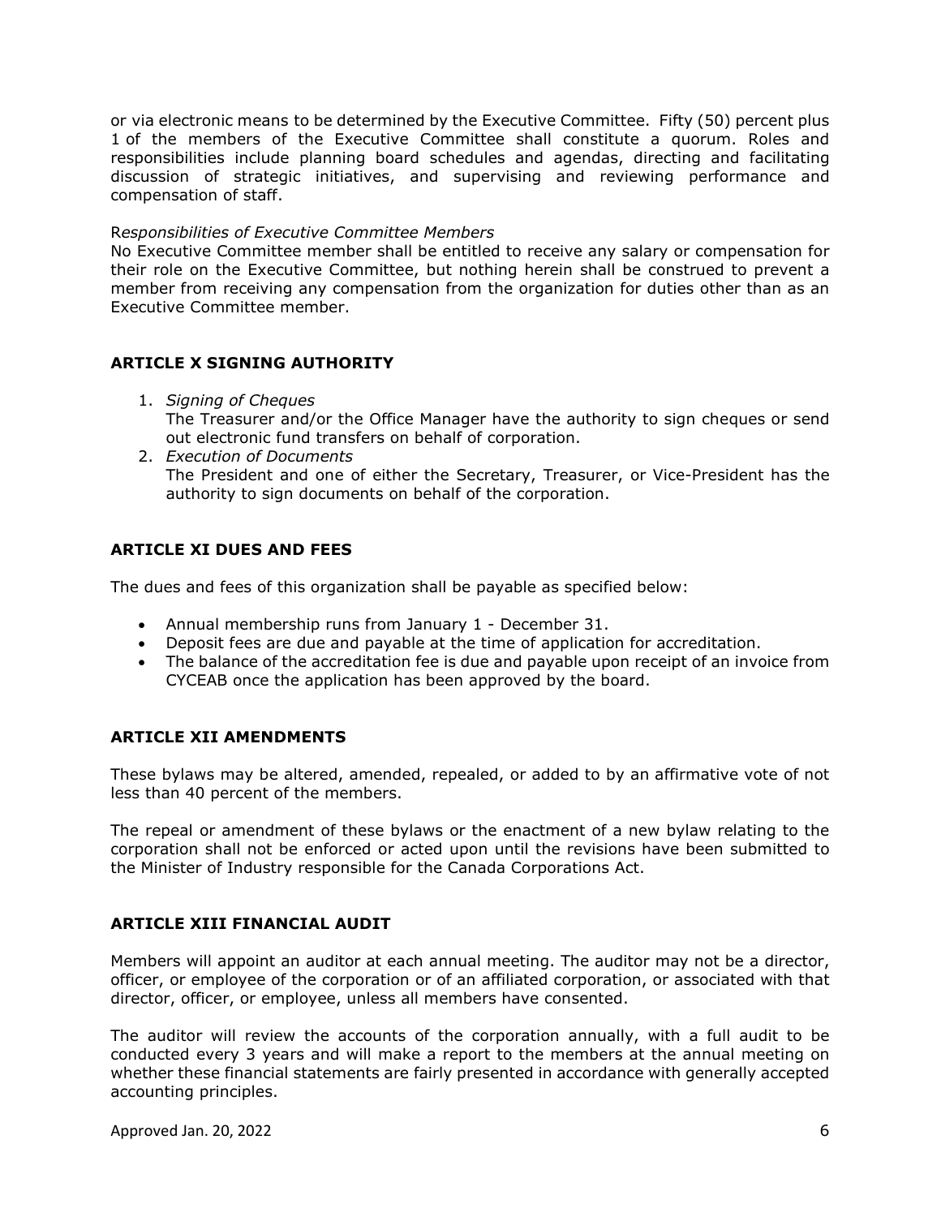or via electronic means to be determined by the Executive Committee. Fifty (50) percent plus 1 of the members of the Executive Committee shall constitute a quorum. Roles and responsibilities include planning board schedules and agendas, directing and facilitating discussion of strategic initiatives, and supervising and reviewing performance and compensation of staff.

R*esponsibilities of Executive Committee Members*
No Executive Committee member shall be entitled to receive any salary or compensation for their role on the Executive Committee, but nothing herein shall be construed to prevent a member from receiving any compensation from the organization for duties other than as an Executive Committee member.

## ARTICLE X SIGNING AUTHORITY

1. *Signing of Cheques*
   The Treasurer and/or the Office Manager have the authority to sign cheques or send out electronic fund transfers on behalf of corporation.
2. *Execution of Documents*
   The President and one of either the Secretary, Treasurer, or Vice-President has the authority to sign documents on behalf of the corporation.

## ARTICLE XI DUES AND FEES

The dues and fees of this organization shall be payable as specified below:

- Annual membership runs from January 1 - December 31.
- Deposit fees are due and payable at the time of application for accreditation.
- The balance of the accreditation fee is due and payable upon receipt of an invoice from CYCEAB once the application has been approved by the board.

## ARTICLE XII AMENDMENTS

These bylaws may be altered, amended, repealed, or added to by an affirmative vote of not less than 40 percent of the members.

The repeal or amendment of these bylaws or the enactment of a new bylaw relating to the corporation shall not be enforced or acted upon until the revisions have been submitted to the Minister of Industry responsible for the Canada Corporations Act.

## ARTICLE XIII FINANCIAL AUDIT

Members will appoint an auditor at each annual meeting. The auditor may not be a director, officer, or employee of the corporation or of an affiliated corporation, or associated with that director, officer, or employee, unless all members have consented.

The auditor will review the accounts of the corporation annually, with a full audit to be conducted every 3 years and will make a report to the members at the annual meeting on whether these financial statements are fairly presented in accordance with generally accepted accounting principles.

Approved Jan. 20, 2022